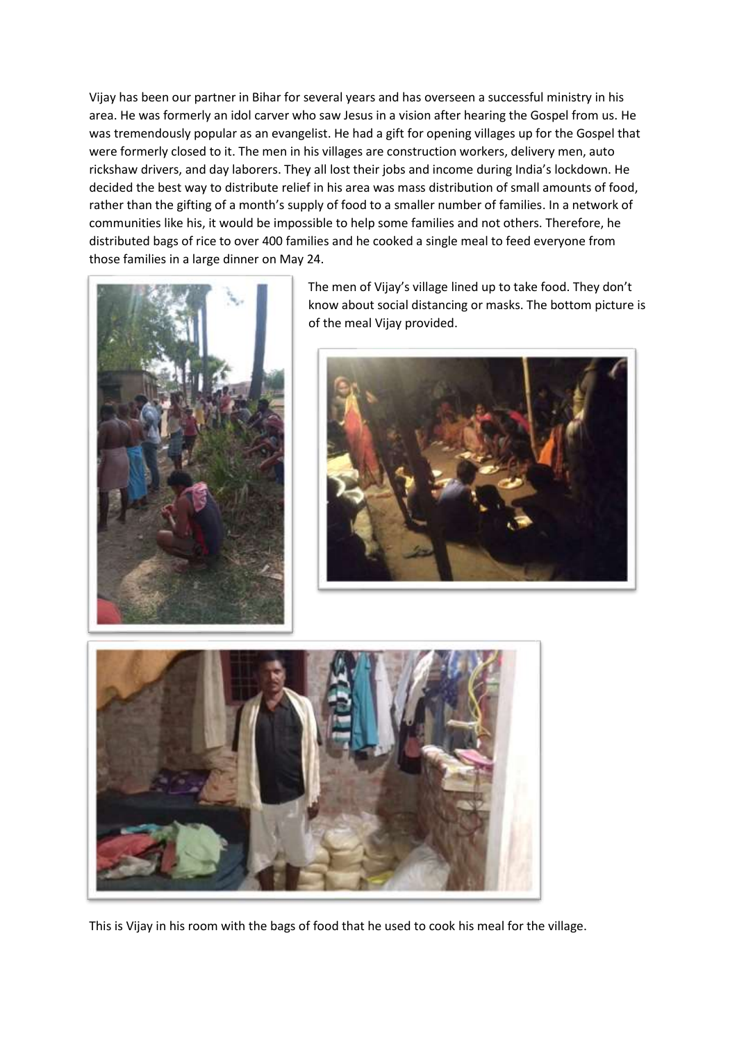Vijay has been our partner in Bihar for several years and has overseen a successful ministry in his area. He was formerly an idol carver who saw Jesus in a vision after hearing the Gospel from us. He was tremendously popular as an evangelist. He had a gift for opening villages up for the Gospel that were formerly closed to it. The men in his villages are construction workers, delivery men, auto rickshaw drivers, and day laborers. They all lost their jobs and income during India's lockdown. He decided the best way to distribute relief in his area was mass distribution of small amounts of food, rather than the gifting of a month's supply of food to a smaller number of families. In a network of communities like his, it would be impossible to help some families and not others. Therefore, he distributed bags of rice to over 400 families and he cooked a single meal to feed everyone from those families in a large dinner on May 24.

The men of Vijay's village lined up to take food. They don't know about social distancing or masks. The bottom picture is of the meal Vijay provided.

This is Vijay in his room with the bags of food that he used to cook his meal for the village.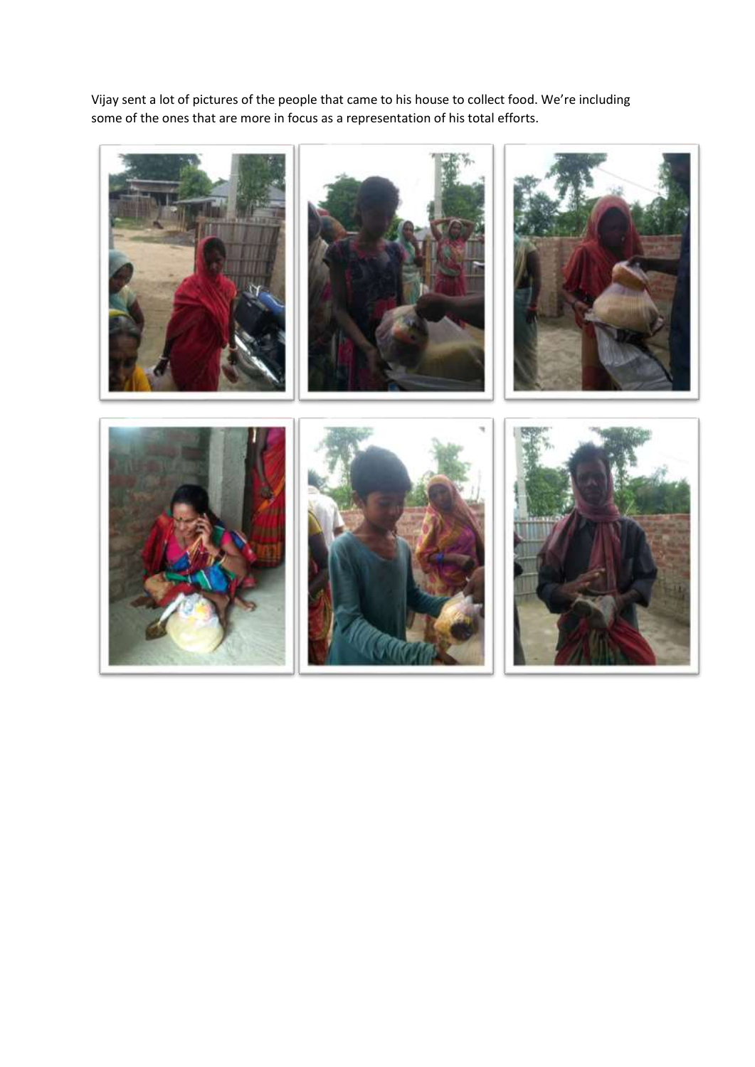Vijay sent a lot of pictures of the people that came to his house to collect food. We're including some of the ones that are more in focus as a representation of his total efforts.